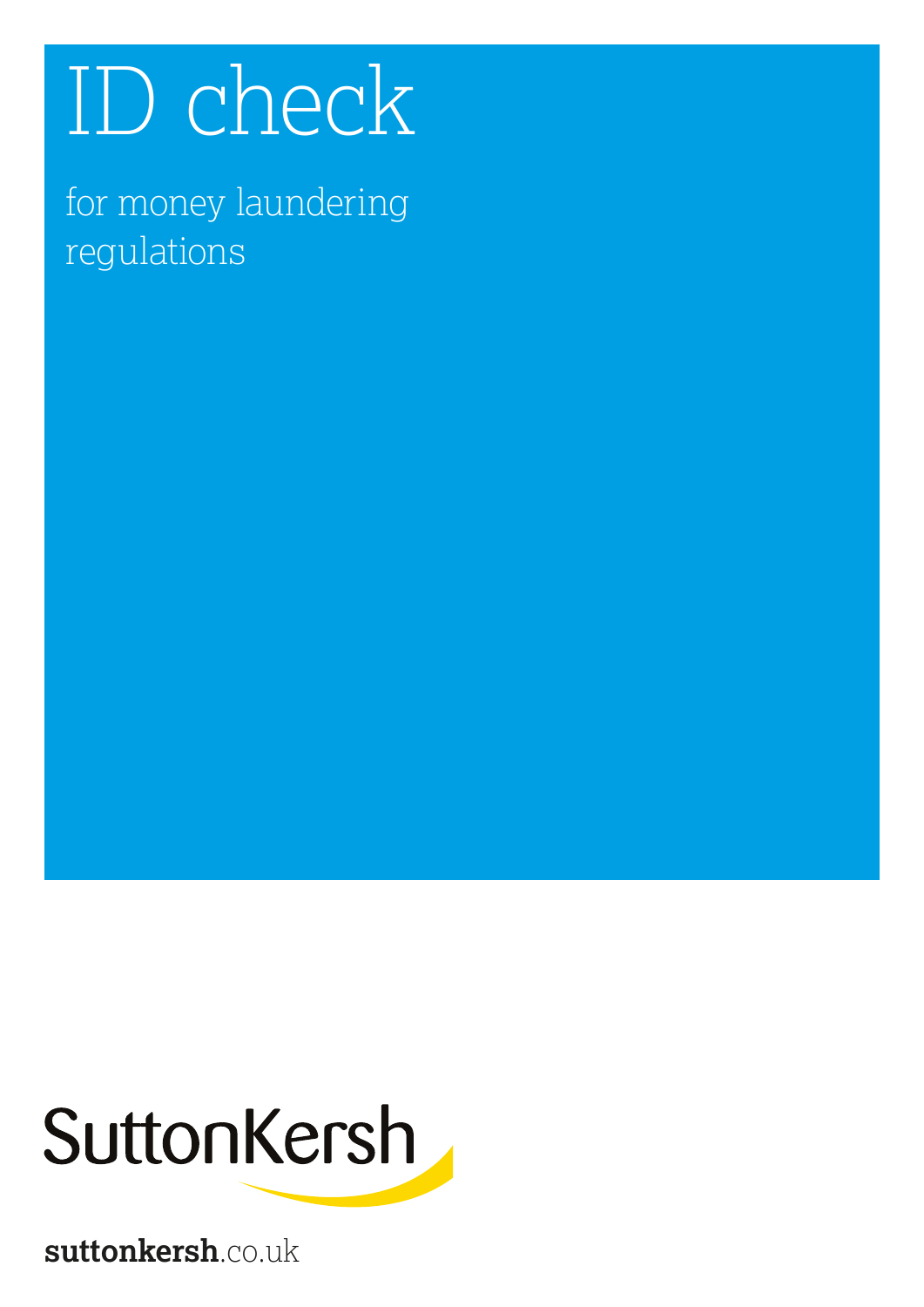# ID check

for money laundering regulations

SuttonKersh

**suttonkersh**.co.uk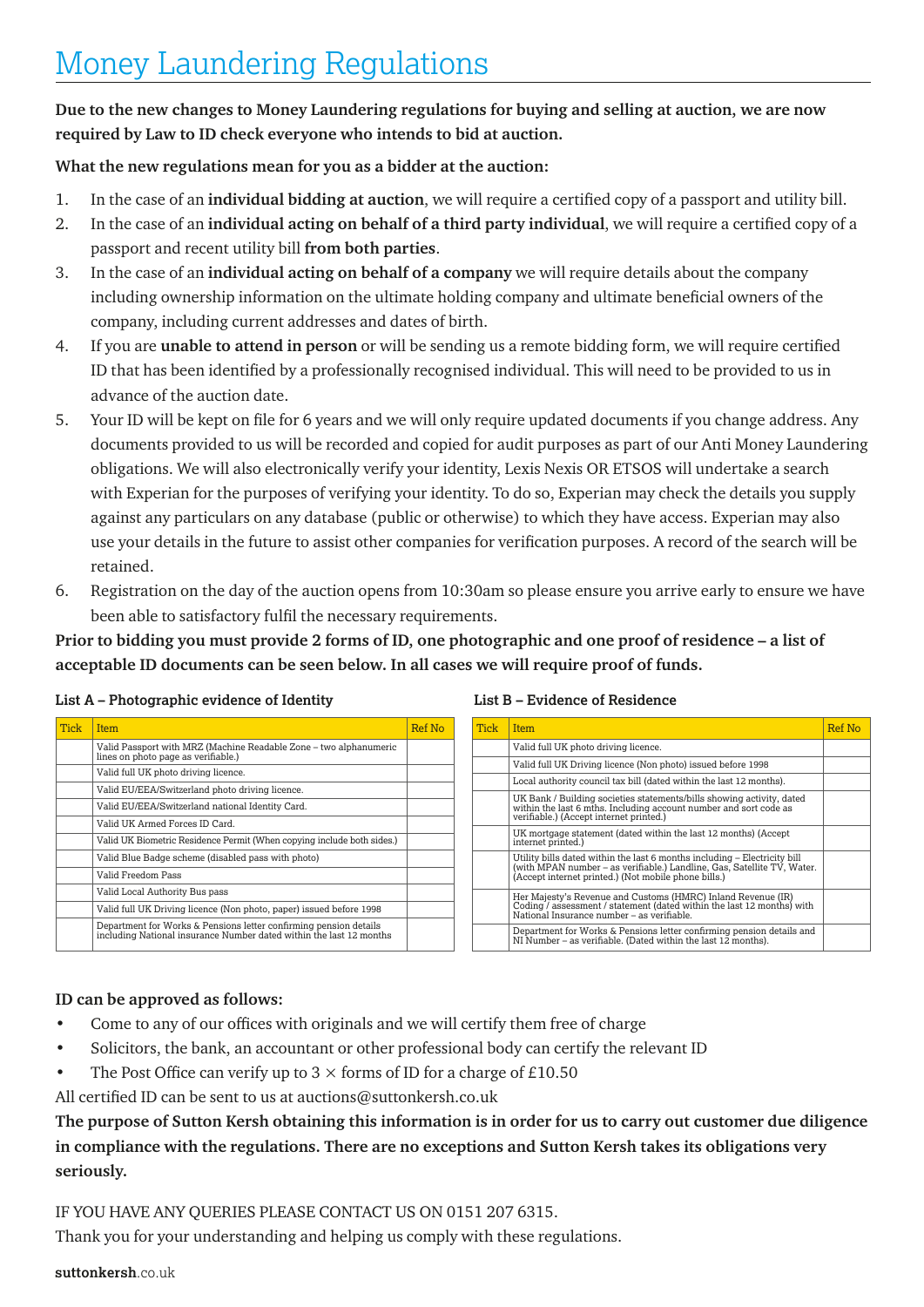# Money Laundering Regulations

**Due to the new changes to Money Laundering regulations for buying and selling at auction, we are now required by Law to ID check everyone who intends to bid at auction.**

**What the new regulations mean for you as a bidder at the auction:**

1. In the case of an **individual bidding at auction**, we will require a certified copy of a passport and utility bill.
2. In the case of an **individual acting on behalf of a third party individual**, we will require a certified copy of a passport and recent utility bill **from both parties**.
3. In the case of an **individual acting on behalf of a company** we will require details about the company including ownership information on the ultimate holding company and ultimate beneficial owners of the company, including current addresses and dates of birth.
4. If you are **unable to attend in person** or will be sending us a remote bidding form, we will require certified ID that has been identified by a professionally recognised individual. This will need to be provided to us in advance of the auction date.
5. Your ID will be kept on file for 6 years and we will only require updated documents if you change address. Any documents provided to us will be recorded and copied for audit purposes as part of our Anti Money Laundering obligations. We will also electronically verify your identity, Lexis Nexis OR ETSOS will undertake a search with Experian for the purposes of verifying your identity. To do so, Experian may check the details you supply against any particulars on any database (public or otherwise) to which they have access. Experian may also use your details in the future to assist other companies for verification purposes. A record of the search will be retained.
6. Registration on the day of the auction opens from 10:30am so please ensure you arrive early to ensure we have been able to satisfactory fulfil the necessary requirements.

**Prior to bidding you must provide 2 forms of ID, one photographic and one proof of residence – a list of acceptable ID documents can be seen below. In all cases we will require proof of funds.**

**List A – Photographic evidence of Identity**

| Tick | Item | Ref No |
|---|---|---|
| | Valid Passport with MRZ (Machine Readable Zone – two alphanumeric lines on photo page as verifiable.) | |
| | Valid full UK photo driving licence. | |
| | Valid EU/EEA/Switzerland photo driving licence. | |
| | Valid EU/EEA/Switzerland national Identity Card. | |
| | Valid UK Armed Forces ID Card. | |
| | Valid UK Biometric Residence Permit (When copying include both sides.) | |
| | Valid Blue Badge scheme (disabled pass with photo) | |
| | Valid Freedom Pass | |
| | Valid Local Authority Bus pass | |
| | Valid full UK Driving licence (Non photo, paper) issued before 1998 | |
| | Department for Works & Pensions letter confirming pension details including National insurance Number dated within the last 12 months | |

**List B – Evidence of Residence**

| Tick | Item | Ref No |
|---|---|---|
| | Valid full UK photo driving licence. | |
| | Valid full UK Driving licence (Non photo) issued before 1998 | |
| | Local authority council tax bill (dated within the last 12 months). | |
| | UK Bank / Building societies statements/bills showing activity, dated within the last 6 mths. Including account number and sort code as verifiable.) (Accept internet printed.) | |
| | UK mortgage statement (dated within the last 12 months) (Accept internet printed.) | |
| | Utility bills dated within the last 6 months including – Electricity bill (with MPAN number – as verifiable.) Landline, Gas, Satellite TV, Water. (Accept internet printed.) (Not mobile phone bills.) | |
| | Her Majesty's Revenue and Customs (HMRC) Inland Revenue (IR) Coding / assessment / statement (dated within the last 12 months) with National Insurance number – as verifiable. | |
| | Department for Works & Pensions letter confirming pension details and NI Number – as verifiable. (Dated within the last 12 months). | |

**ID can be approved as follows:**

- Come to any of our offices with originals and we will certify them free of charge
- Solicitors, the bank, an accountant or other professional body can certify the relevant ID
- The Post Office can verify up to 3 × forms of ID for a charge of £10.50

All certified ID can be sent to us at auctions@suttonkersh.co.uk

**The purpose of Sutton Kersh obtaining this information is in order for us to carry out customer due diligence in compliance with the regulations. There are no exceptions and Sutton Kersh takes its obligations very seriously.**

IF YOU HAVE ANY QUERIES PLEASE CONTACT US ON 0151 207 6315.

Thank you for your understanding and helping us comply with these regulations.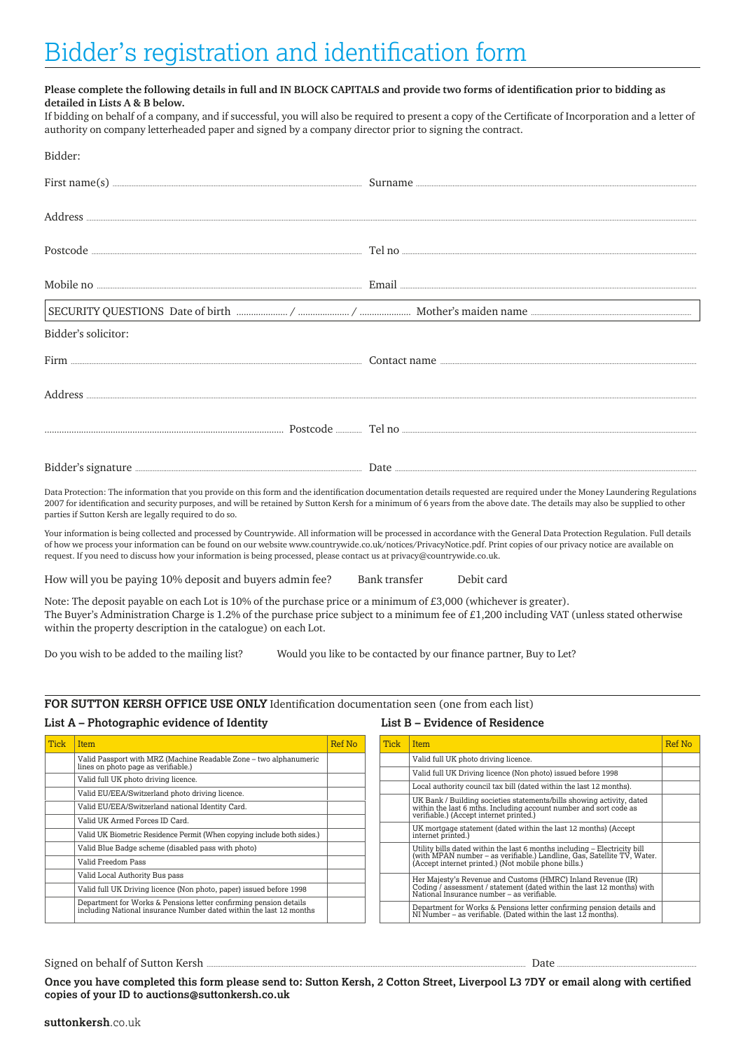# Bidder's registration and identification form

**Please complete the following details in full and IN BLOCK CAPITALS and provide two forms of identification prior to bidding as detailed in Lists A & B below.**
If bidding on behalf of a company, and if successful, you will also be required to present a copy of the Certificate of Incorporation and a letter of authority on company letterheaded paper and signed by a company director prior to signing the contract.

Bidder:

First name(s) .................................................. Surname ..................................................

Address ..................................................................................................................

Postcode .................................................. Tel no ..................................................

Mobile no .................................................. Email ..................................................

SECURITY QUESTIONS Date of birth .......... / .......... / .......... Mother's maiden name ..................................................

Bidder's solicitor:

Firm .................................................. Contact name ..................................................

Address ..................................................................................................................

.................................................. Postcode .......... Tel no ..................................................

Bidder's signature .................................................. Date ..................................................

Data Protection: The information that you provide on this form and the identification documentation details requested are required under the Money Laundering Regulations 2007 for identification and security purposes, and will be retained by Sutton Kersh for a minimum of 6 years from the above date. The details may also be supplied to other parties if Sutton Kersh are legally required to do so.

Your information is being collected and processed by Countrywide. All information will be processed in accordance with the General Data Protection Regulation. Full details of how we process your information can be found on our website www.countrywide.co.uk/notices/PrivacyNotice.pdf. Print copies of our privacy notice are available on request. If you need to discuss how your information is being processed, please contact us at privacy@countrywide.co.uk.

How will you be paying 10% deposit and buyers admin fee? Bank transfer Debit card

Note: The deposit payable on each Lot is 10% of the purchase price or a minimum of £3,000 (whichever is greater).
The Buyer's Administration Charge is 1.2% of the purchase price subject to a minimum fee of £1,200 including VAT (unless stated otherwise within the property description in the catalogue) on each Lot.

Do you wish to be added to the mailing list? Would you like to be contacted by our finance partner, Buy to Let?

**FOR SUTTON KERSH OFFICE USE ONLY** Identification documentation seen (one from each list)

### List A – Photographic evidence of Identity

| Tick | Item | Ref No |
|---|---|---|
| | Valid Passport with MRZ (Machine Readable Zone – two alphanumeric lines on photo page as verifiable.) | |
| | Valid full UK photo driving licence. | |
| | Valid EU/EEA/Switzerland photo driving licence. | |
| | Valid EU/EEA/Switzerland national Identity Card. | |
| | Valid UK Armed Forces ID Card. | |
| | Valid UK Biometric Residence Permit (When copying include both sides.) | |
| | Valid Blue Badge scheme (disabled pass with photo) | |
| | Valid Freedom Pass | |
| | Valid Local Authority Bus pass | |
| | Valid full UK Driving licence (Non photo, paper) issued before 1998 | |
| | Department for Works & Pensions letter confirming pension details including National insurance Number dated within the last 12 months | |

### List B – Evidence of Residence

| Tick | Item | Ref No |
|---|---|---|
| | Valid full UK photo driving licence. | |
| | Valid full UK Driving licence (Non photo) issued before 1998 | |
| | Local authority council tax bill (dated within the last 12 months). | |
| | UK Bank / Building societies statements/bills showing activity, dated within the last 6 mths. Including account number and sort code as verifiable.) (Accept internet printed.) | |
| | UK mortgage statement (dated within the last 12 months) (Accept internet printed.) | |
| | Utility bills dated within the last 6 months including – Electricity bill (with MPAN number – as verifiable.) Landline, Gas, Satellite TV, Water. (Accept internet printed.) (Not mobile phone bills.) | |
| | Her Majesty's Revenue and Customs (HMRC) Inland Revenue (IR) Coding / assessment / statement (dated within the last 12 months) with National Insurance number – as verifiable. | |
| | Department for Works & Pensions letter confirming pension details and NI Number – as verifiable. (Dated within the last 12 months). | |

Signed on behalf of Sutton Kersh .................................................. Date ..................................................

**Once you have completed this form please send to: Sutton Kersh, 2 Cotton Street, Liverpool L3 7DY or email along with certified copies of your ID to auctions@suttonkersh.co.uk**

**suttonkersh**.co.uk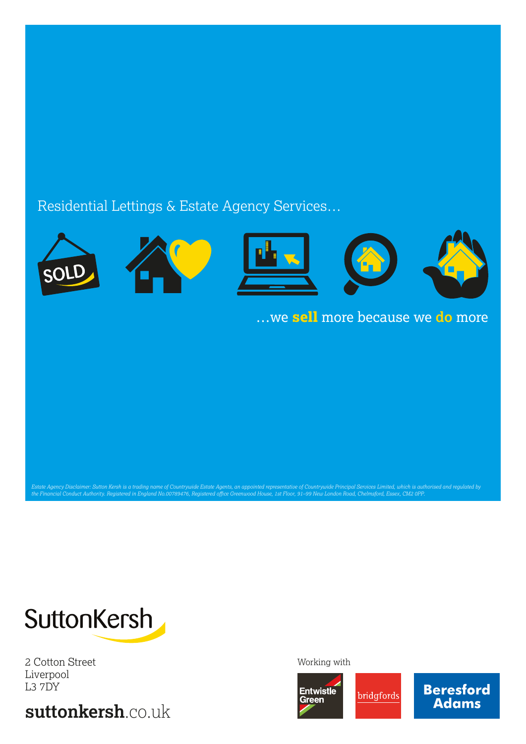Residential Lettings & Estate Agency Services…

…we **sell** more because we **do** more

*Estate Agency Disclaimer: Sutton Kersh is a trading name of Countrywide Estate Agents, an appointed representative of Countrywide Principal Services Limited, which is authorised and regulated by the Financial Conduct Authority. Registered in England No.00789476, Registered office Greenwood House, 1st Floor, 91–99 New London Road, Chelmsford, Essex, CM2 0PP.*

SuttonKersh

2 Cotton Street
Liverpool
L3 7DY

**suttonkersh**.co.uk

Working with

Entwistle Green

bridgfords

Beresford Adams